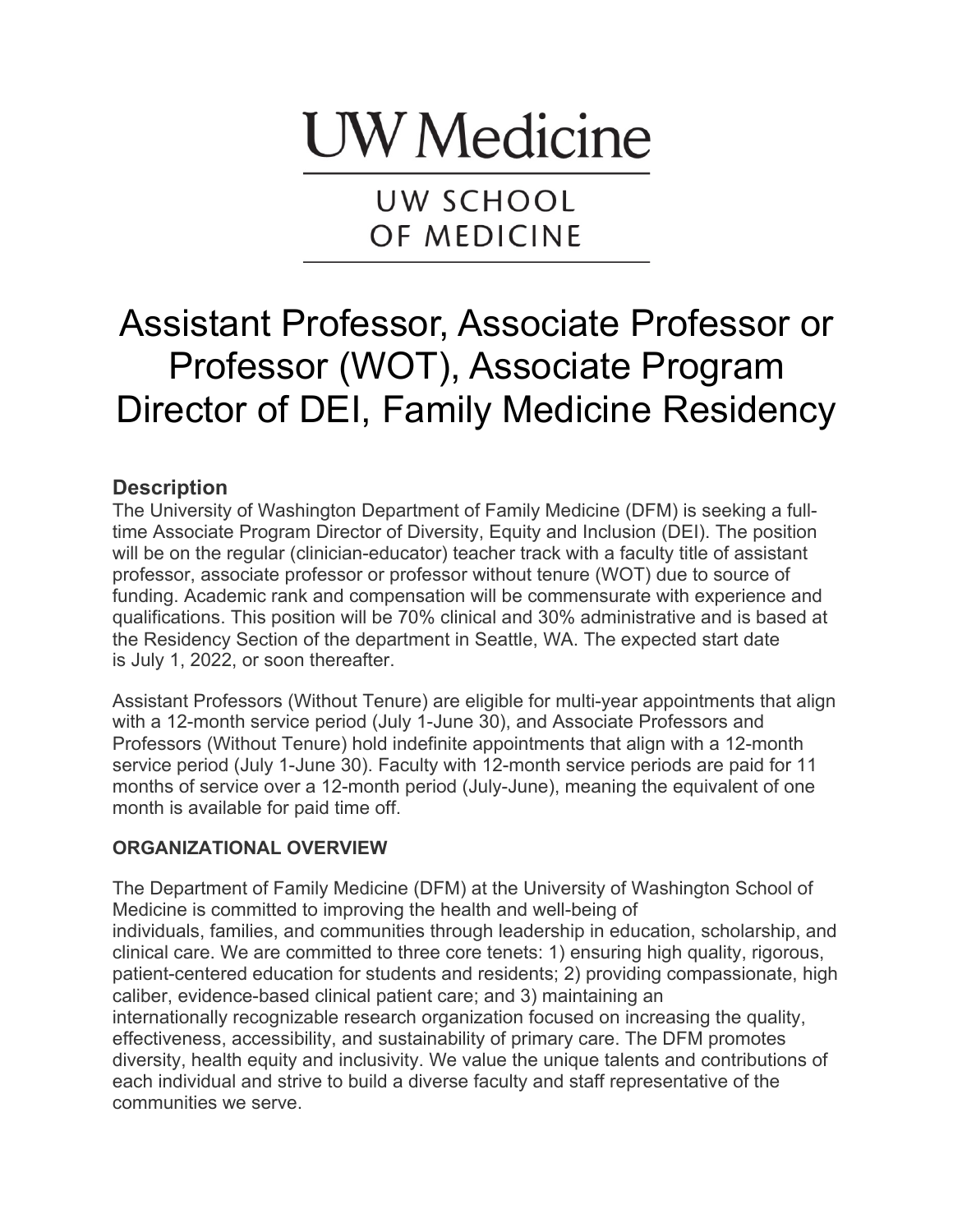# UW Medicine

## UW SCHOOL OF MEDICINE

# Assistant Professor, Associate Professor or Professor (WOT), Associate Program Director of DEI, Family Medicine Residency

### Description

The University of Washington Department of Family Medicine (DFM) is seeking a full-time Associate Program Director of Diversity, Equity and Inclusion (DEI). The position will be on the regular (clinician-educator) teacher track with a faculty title of assistant professor, associate professor or professor without tenure (WOT) due to source of funding. Academic rank and compensation will be commensurate with experience and qualifications. This position will be 70% clinical and 30% administrative and is based at the Residency Section of the department in Seattle, WA. The expected start date is July 1, 2022, or soon thereafter.

Assistant Professors (Without Tenure) are eligible for multi-year appointments that align with a 12-month service period (July 1-June 30), and Associate Professors and Professors (Without Tenure) hold indefinite appointments that align with a 12-month service period (July 1-June 30). Faculty with 12-month service periods are paid for 11 months of service over a 12-month period (July-June), meaning the equivalent of one month is available for paid time off.

**ORGANIZATIONAL OVERVIEW**

The Department of Family Medicine (DFM) at the University of Washington School of Medicine is committed to improving the health and well-being of individuals, families, and communities through leadership in education, scholarship, and clinical care. We are committed to three core tenets: 1) ensuring high quality, rigorous, patient-centered education for students and residents; 2) providing compassionate, high caliber, evidence-based clinical patient care; and 3) maintaining an internationally recognizable research organization focused on increasing the quality, effectiveness, accessibility, and sustainability of primary care. The DFM promotes diversity, health equity and inclusivity. We value the unique talents and contributions of each individual and strive to build a diverse faculty and staff representative of the communities we serve.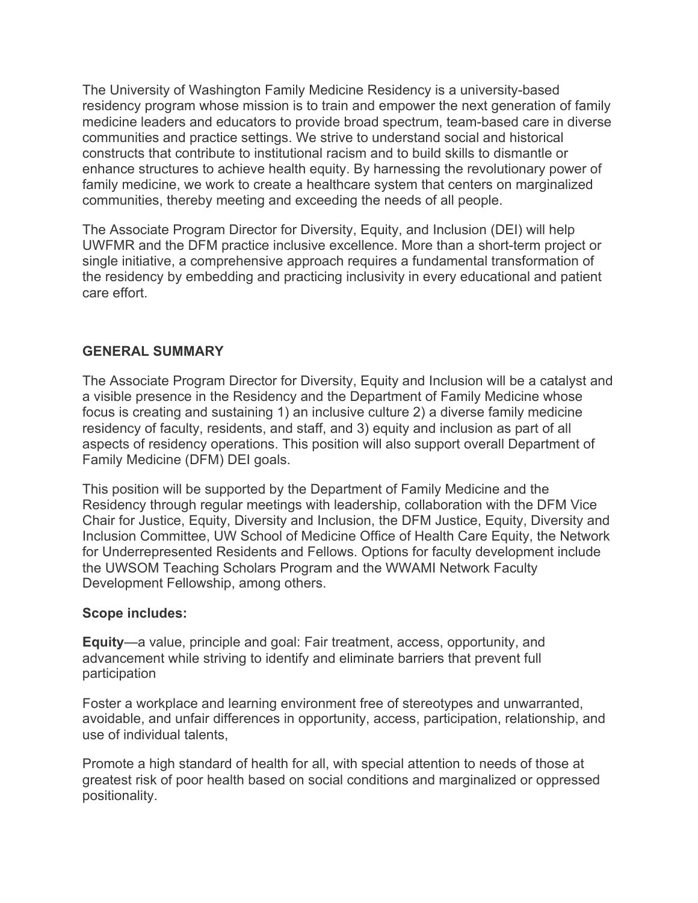The University of Washington Family Medicine Residency is a university-based residency program whose mission is to train and empower the next generation of family medicine leaders and educators to provide broad spectrum, team-based care in diverse communities and practice settings. We strive to understand social and historical constructs that contribute to institutional racism and to build skills to dismantle or enhance structures to achieve health equity. By harnessing the revolutionary power of family medicine, we work to create a healthcare system that centers on marginalized communities, thereby meeting and exceeding the needs of all people.

The Associate Program Director for Diversity, Equity, and Inclusion (DEI) will help UWFMR and the DFM practice inclusive excellence. More than a short-term project or single initiative, a comprehensive approach requires a fundamental transformation of the residency by embedding and practicing inclusivity in every educational and patient care effort.

**GENERAL SUMMARY**

The Associate Program Director for Diversity, Equity and Inclusion will be a catalyst and a visible presence in the Residency and the Department of Family Medicine whose focus is creating and sustaining 1) an inclusive culture 2) a diverse family medicine residency of faculty, residents, and staff, and 3) equity and inclusion as part of all aspects of residency operations. This position will also support overall Department of Family Medicine (DFM) DEI goals.

This position will be supported by the Department of Family Medicine and the Residency through regular meetings with leadership, collaboration with the DFM Vice Chair for Justice, Equity, Diversity and Inclusion, the DFM Justice, Equity, Diversity and Inclusion Committee, UW School of Medicine Office of Health Care Equity, the Network for Underrepresented Residents and Fellows. Options for faculty development include the UWSOM Teaching Scholars Program and the WWAMI Network Faculty Development Fellowship, among others.

**Scope includes:**

**Equity**—a value, principle and goal: Fair treatment, access, opportunity, and advancement while striving to identify and eliminate barriers that prevent full participation

Foster a workplace and learning environment free of stereotypes and unwarranted, avoidable, and unfair differences in opportunity, access, participation, relationship, and use of individual talents,

Promote a high standard of health for all, with special attention to needs of those at greatest risk of poor health based on social conditions and marginalized or oppressed positionality.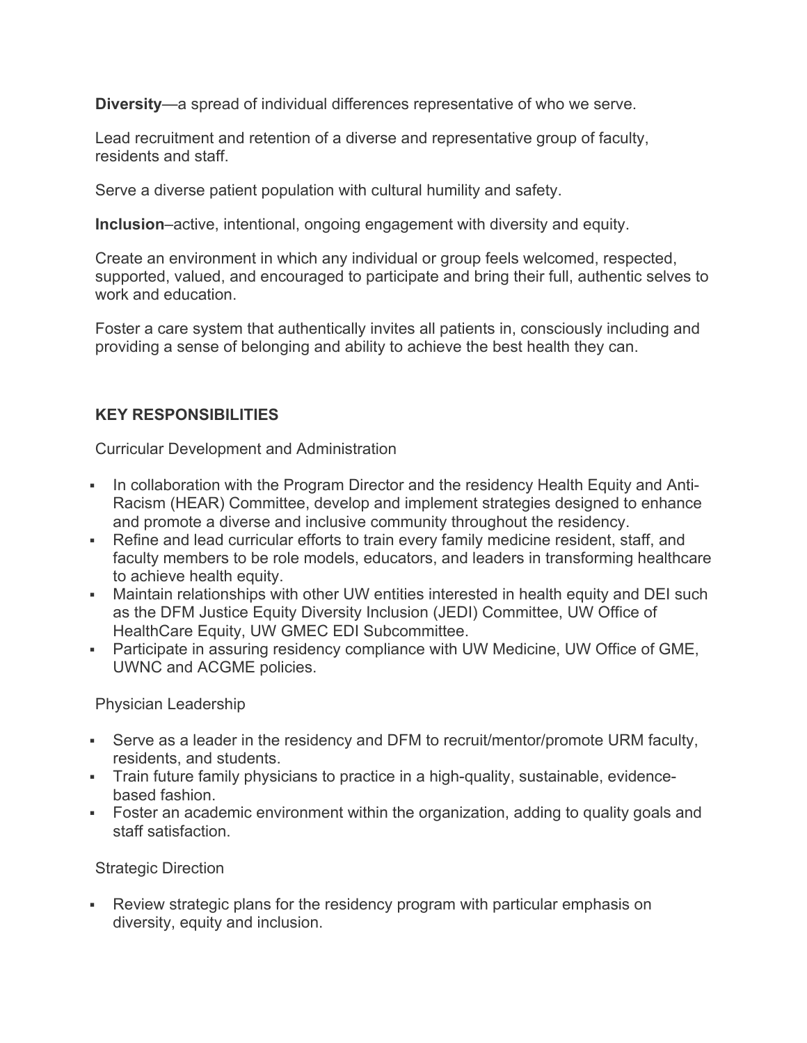**Diversity**—a spread of individual differences representative of who we serve.

Lead recruitment and retention of a diverse and representative group of faculty, residents and staff.

Serve a diverse patient population with cultural humility and safety.

**Inclusion**–active, intentional, ongoing engagement with diversity and equity.

Create an environment in which any individual or group feels welcomed, respected, supported, valued, and encouraged to participate and bring their full, authentic selves to work and education.

Foster a care system that authentically invites all patients in, consciously including and providing a sense of belonging and ability to achieve the best health they can.

## KEY RESPONSIBILITIES

Curricular Development and Administration

- In collaboration with the Program Director and the residency Health Equity and Anti-Racism (HEAR) Committee, develop and implement strategies designed to enhance and promote a diverse and inclusive community throughout the residency.
- Refine and lead curricular efforts to train every family medicine resident, staff, and faculty members to be role models, educators, and leaders in transforming healthcare to achieve health equity.
- Maintain relationships with other UW entities interested in health equity and DEI such as the DFM Justice Equity Diversity Inclusion (JEDI) Committee, UW Office of HealthCare Equity, UW GMEC EDI Subcommittee.
- Participate in assuring residency compliance with UW Medicine, UW Office of GME, UWNC and ACGME policies.

Physician Leadership

- Serve as a leader in the residency and DFM to recruit/mentor/promote URM faculty, residents, and students.
- Train future family physicians to practice in a high-quality, sustainable, evidence-based fashion.
- Foster an academic environment within the organization, adding to quality goals and staff satisfaction.

Strategic Direction

- Review strategic plans for the residency program with particular emphasis on diversity, equity and inclusion.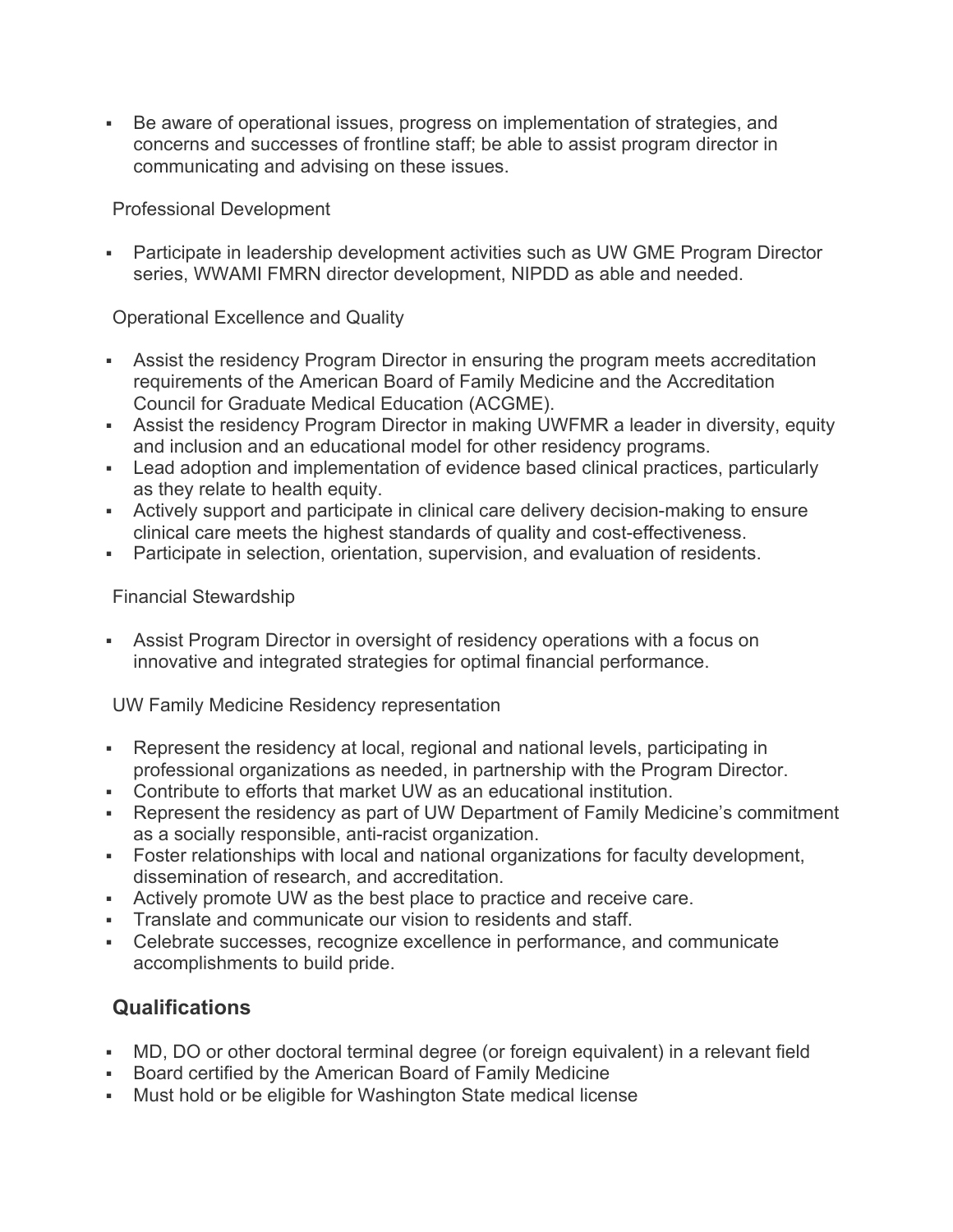- Be aware of operational issues, progress on implementation of strategies, and concerns and successes of frontline staff; be able to assist program director in communicating and advising on these issues.

Professional Development

- Participate in leadership development activities such as UW GME Program Director series, WWAMI FMRN director development, NIPDD as able and needed.

Operational Excellence and Quality

- Assist the residency Program Director in ensuring the program meets accreditation requirements of the American Board of Family Medicine and the Accreditation Council for Graduate Medical Education (ACGME).
- Assist the residency Program Director in making UWFMR a leader in diversity, equity and inclusion and an educational model for other residency programs.
- Lead adoption and implementation of evidence based clinical practices, particularly as they relate to health equity.
- Actively support and participate in clinical care delivery decision-making to ensure clinical care meets the highest standards of quality and cost-effectiveness.
- Participate in selection, orientation, supervision, and evaluation of residents.

Financial Stewardship

- Assist Program Director in oversight of residency operations with a focus on innovative and integrated strategies for optimal financial performance.

UW Family Medicine Residency representation

- Represent the residency at local, regional and national levels, participating in professional organizations as needed, in partnership with the Program Director.
- Contribute to efforts that market UW as an educational institution.
- Represent the residency as part of UW Department of Family Medicine's commitment as a socially responsible, anti-racist organization.
- Foster relationships with local and national organizations for faculty development, dissemination of research, and accreditation.
- Actively promote UW as the best place to practice and receive care.
- Translate and communicate our vision to residents and staff.
- Celebrate successes, recognize excellence in performance, and communicate accomplishments to build pride.

## Qualifications

- MD, DO or other doctoral terminal degree (or foreign equivalent) in a relevant field
- Board certified by the American Board of Family Medicine
- Must hold or be eligible for Washington State medical license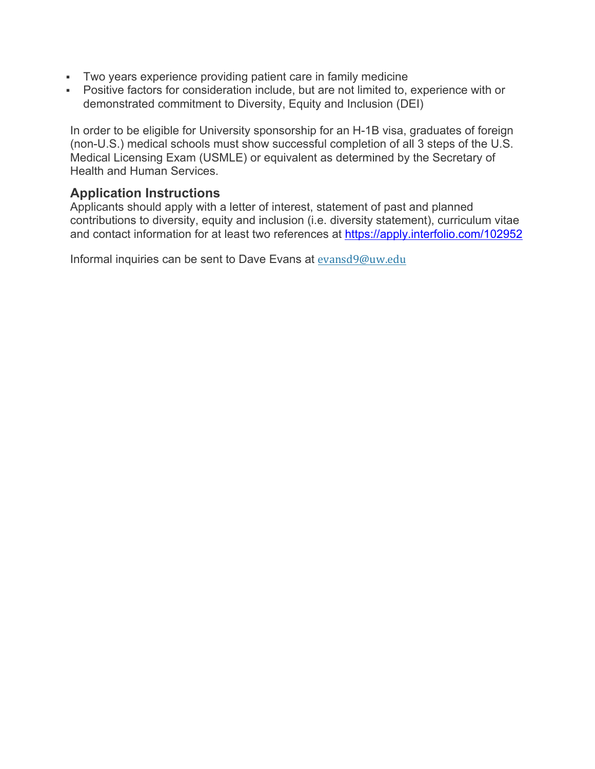- Two years experience providing patient care in family medicine
- Positive factors for consideration include, but are not limited to, experience with or demonstrated commitment to Diversity, Equity and Inclusion (DEI)

In order to be eligible for University sponsorship for an H-1B visa, graduates of foreign (non-U.S.) medical schools must show successful completion of all 3 steps of the U.S. Medical Licensing Exam (USMLE) or equivalent as determined by the Secretary of Health and Human Services.

### Application Instructions

Applicants should apply with a letter of interest, statement of past and planned contributions to diversity, equity and inclusion (i.e. diversity statement), curriculum vitae and contact information for at least two references at https://apply.interfolio.com/102952

Informal inquiries can be sent to Dave Evans at evansd9@uw.edu